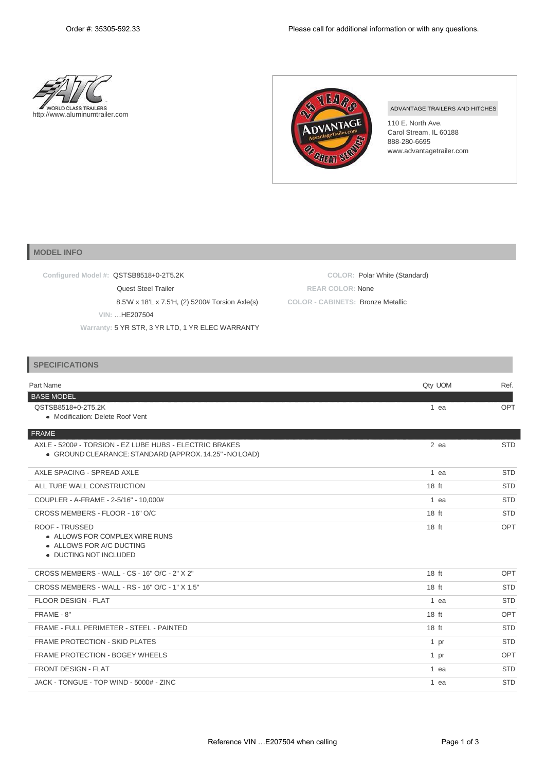Order #: 35305-592.33

Please call for additional information or with any questions.

WORLD CLASS TRAILERS
http://www.aluminumtrailer.com

ADVANTAGE TRAILERS AND HITCHES
110 E. North Ave.
Carol Stream, IL 60188
888-280-6695
www.advantagetrailer.com

## MODEL INFO

**Configured Model #:** QSTSB8518+0-2T5.2K
Quest Steel Trailer
8.5'W x 18'L x 7.5'H, (2) 5200# Torsion Axle(s)
**VIN:** …HE207504
**Warranty:** 5 YR STR, 3 YR LTD, 1 YR ELEC WARRANTY

**COLOR:** Polar White (Standard)
**REAR COLOR:** None
**COLOR - CABINETS:** Bronze Metallic

## SPECIFICATIONS

| Part Name | Qty | UOM | Ref. |
|---|---|---|---|
| **BASE MODEL** | | | |
| QSTSB8518+0-2T5.2K<br>• Modification: Delete Roof Vent | 1 | ea | OPT |
| **FRAME** | | | |
| AXLE - 5200# - TORSION - EZ LUBE HUBS - ELECTRIC BRAKES<br>• GROUND CLEARANCE: STANDARD (APPROX. 14.25" - NO LOAD) | 2 | ea | STD |
| AXLE SPACING - SPREAD AXLE | 1 | ea | STD |
| ALL TUBE WALL CONSTRUCTION | 18 | ft | STD |
| COUPLER - A-FRAME - 2-5/16" - 10,000# | 1 | ea | STD |
| CROSS MEMBERS - FLOOR - 16" O/C | 18 | ft | STD |
| ROOF - TRUSSED<br>• ALLOWS FOR COMPLEX WIRE RUNS<br>• ALLOWS FOR A/C DUCTING<br>• DUCTING NOT INCLUDED | 18 | ft | OPT |
| CROSS MEMBERS - WALL - CS - 16" O/C - 2" X 2" | 18 | ft | OPT |
| CROSS MEMBERS - WALL - RS - 16" O/C - 1" X 1.5" | 18 | ft | STD |
| FLOOR DESIGN - FLAT | 1 | ea | STD |
| FRAME - 8" | 18 | ft | OPT |
| FRAME - FULL PERIMETER - STEEL - PAINTED | 18 | ft | STD |
| FRAME PROTECTION - SKID PLATES | 1 | pr | STD |
| FRAME PROTECTION - BOGEY WHEELS | 1 | pr | OPT |
| FRONT DESIGN - FLAT | 1 | ea | STD |
| JACK - TONGUE - TOP WIND - 5000# - ZINC | 1 | ea | STD |

Reference VIN …E207504 when calling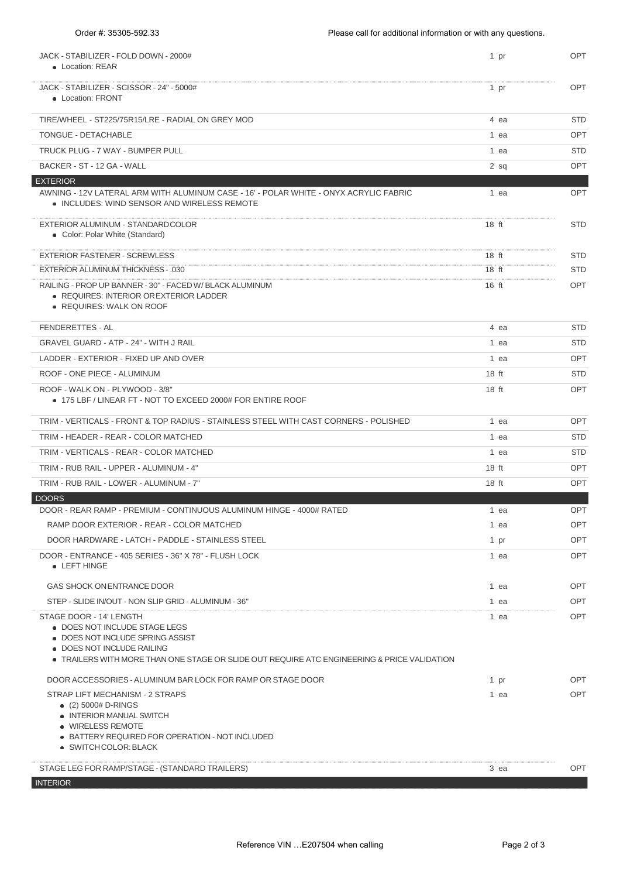| Item | Qty | Status |
|---|---|---|
| JACK - STABILIZER - FOLD DOWN - 2000#<br>• Location: REAR | 1 pr | OPT |
| JACK - STABILIZER - SCISSOR - 24" - 5000#<br>• Location: FRONT | 1 pr | OPT |
| TIRE/WHEEL - ST225/75R15/LRE - RADIAL ON GREY MOD | 4 ea | STD |
| TONGUE - DETACHABLE | 1 ea | OPT |
| TRUCK PLUG - 7 WAY - BUMPER PULL | 1 ea | STD |
| BACKER - ST - 12 GA - WALL | 2 sq | OPT |
| **EXTERIOR** | | |
| AWNING - 12V LATERAL ARM WITH ALUMINUM CASE - 16' - POLAR WHITE - ONYX ACRYLIC FABRIC<br>• INCLUDES: WIND SENSOR AND WIRELESS REMOTE | 1 ea | OPT |
| EXTERIOR ALUMINUM - STANDARD COLOR<br>• Color: Polar White (Standard) | 18 ft | STD |
| EXTERIOR FASTENER - SCREWLESS | 18 ft | STD |
| EXTERIOR ALUMINUM THICKNESS - .030 | 18 ft | STD |
| RAILING - PROP UP BANNER - 30" - FACED W/ BLACK ALUMINUM<br>• REQUIRES: INTERIOR OR EXTERIOR LADDER<br>• REQUIRES: WALK ON ROOF | 16 ft | OPT |
| FENDERETTES - AL | 4 ea | STD |
| GRAVEL GUARD - ATP - 24" - WITH J RAIL | 1 ea | STD |
| LADDER - EXTERIOR - FIXED UP AND OVER | 1 ea | OPT |
| ROOF - ONE PIECE - ALUMINUM | 18 ft | STD |
| ROOF - WALK ON - PLYWOOD - 3/8"<br>• 175 LBF / LINEAR FT - NOT TO EXCEED 2000# FOR ENTIRE ROOF | 18 ft | OPT |
| TRIM - VERTICALS - FRONT & TOP RADIUS - STAINLESS STEEL WITH CAST CORNERS - POLISHED | 1 ea | OPT |
| TRIM - HEADER - REAR - COLOR MATCHED | 1 ea | STD |
| TRIM - VERTICALS - REAR - COLOR MATCHED | 1 ea | STD |
| TRIM - RUB RAIL - UPPER - ALUMINUM - 4" | 18 ft | OPT |
| TRIM - RUB RAIL - LOWER - ALUMINUM - 7" | 18 ft | OPT |
| **DOORS** | | |
| DOOR - REAR RAMP - PREMIUM - CONTINUOUS ALUMINUM HINGE - 4000# RATED | 1 ea | OPT |
| RAMP DOOR EXTERIOR - REAR - COLOR MATCHED | 1 ea | OPT |
| DOOR HARDWARE - LATCH - PADDLE - STAINLESS STEEL | 1 pr | OPT |
| DOOR - ENTRANCE - 405 SERIES - 36" X 78" - FLUSH LOCK<br>• LEFT HINGE | 1 ea | OPT |
| GAS SHOCK ON ENTRANCE DOOR | 1 ea | OPT |
| STEP - SLIDE IN/OUT - NON SLIP GRID - ALUMINUM - 36" | 1 ea | OPT |
| STAGE DOOR - 14' LENGTH<br>• DOES NOT INCLUDE STAGE LEGS<br>• DOES NOT INCLUDE SPRING ASSIST<br>• DOES NOT INCLUDE RAILING<br>• TRAILERS WITH MORE THAN ONE STAGE OR SLIDE OUT REQUIRE ATC ENGINEERING & PRICE VALIDATION | 1 ea | OPT |
| DOOR ACCESSORIES - ALUMINUM BAR LOCK FOR RAMP OR STAGE DOOR | 1 pr | OPT |
| STRAP LIFT MECHANISM - 2 STRAPS<br>• (2) 5000# D-RINGS<br>• INTERIOR MANUAL SWITCH<br>• WIRELESS REMOTE<br>• BATTERY REQUIRED FOR OPERATION - NOT INCLUDED<br>• SWITCH COLOR: BLACK | 1 ea | OPT |
| STAGE LEG FOR RAMP/STAGE - (STANDARD TRAILERS) | 3 ea | OPT |
| **INTERIOR** | | |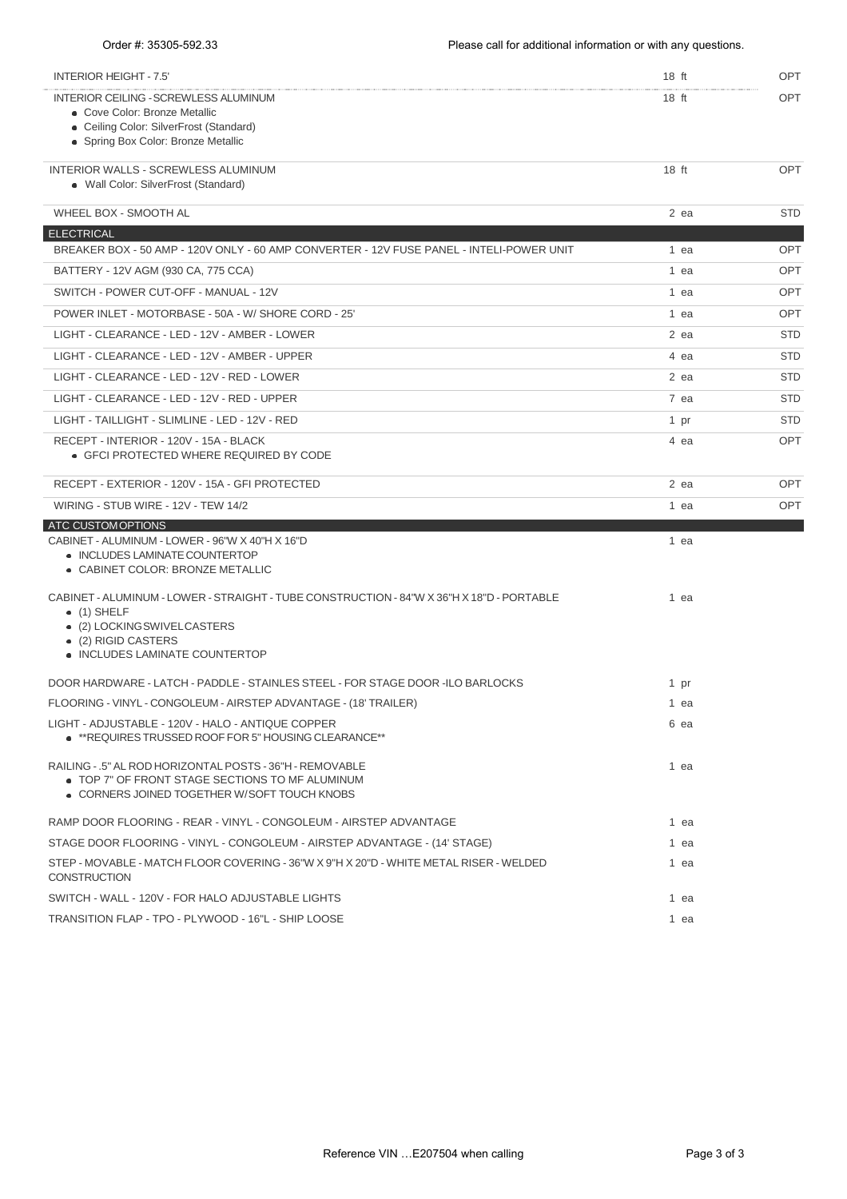| | | |
|---|---|---|
| INTERIOR HEIGHT - 7.5' | 18 ft | OPT |
| INTERIOR CEILING - SCREWLESS ALUMINUM<br>• Cove Color: Bronze Metallic<br>• Ceiling Color: SilverFrost (Standard)<br>• Spring Box Color: Bronze Metallic | 18 ft | OPT |
| INTERIOR WALLS - SCREWLESS ALUMINUM<br>• Wall Color: SilverFrost (Standard) | 18 ft | OPT |
| WHEEL BOX - SMOOTH AL | 2 ea | STD |
| **ELECTRICAL** | | |
| BREAKER BOX - 50 AMP - 120V ONLY - 60 AMP CONVERTER - 12V FUSE PANEL - INTELI-POWER UNIT | 1 ea | OPT |
| BATTERY - 12V AGM (930 CA, 775 CCA) | 1 ea | OPT |
| SWITCH - POWER CUT-OFF - MANUAL - 12V | 1 ea | OPT |
| POWER INLET - MOTORBASE - 50A - W/ SHORE CORD - 25' | 1 ea | OPT |
| LIGHT - CLEARANCE - LED - 12V - AMBER - LOWER | 2 ea | STD |
| LIGHT - CLEARANCE - LED - 12V - AMBER - UPPER | 4 ea | STD |
| LIGHT - CLEARANCE - LED - 12V - RED - LOWER | 2 ea | STD |
| LIGHT - CLEARANCE - LED - 12V - RED - UPPER | 7 ea | STD |
| LIGHT - TAILLIGHT - SLIMLINE - LED - 12V - RED | 1 pr | STD |
| RECEPT - INTERIOR - 120V - 15A - BLACK<br>• GFCI PROTECTED WHERE REQUIRED BY CODE | 4 ea | OPT |
| RECEPT - EXTERIOR - 120V - 15A - GFI PROTECTED | 2 ea | OPT |
| WIRING - STUB WIRE - 12V - TEW 14/2 | 1 ea | OPT |
| **ATC CUSTOM OPTIONS** | | |
| CABINET - ALUMINUM - LOWER - 96"W X 40"H X 16"D<br>• INCLUDES LAMINATE COUNTERTOP<br>• CABINET COLOR: BRONZE METALLIC | 1 ea | |
| CABINET - ALUMINUM - LOWER - STRAIGHT - TUBE CONSTRUCTION - 84"W X 36"H X 18"D - PORTABLE<br>• (1) SHELF<br>• (2) LOCKING SWIVEL CASTERS<br>• (2) RIGID CASTERS<br>• INCLUDES LAMINATE COUNTERTOP | 1 ea | |
| DOOR HARDWARE - LATCH - PADDLE - STAINLES STEEL - FOR STAGE DOOR -ILO BARLOCKS | 1 pr | |
| FLOORING - VINYL - CONGOLEUM - AIRSTEP ADVANTAGE - (18' TRAILER) | 1 ea | |
| LIGHT - ADJUSTABLE - 120V - HALO - ANTIQUE COPPER<br>• **REQUIRES TRUSSED ROOF FOR 5" HOUSING CLEARANCE** | 6 ea | |
| RAILING - .5" AL ROD HORIZONTAL POSTS - 36"H - REMOVABLE<br>• TOP 7" OF FRONT STAGE SECTIONS TO MF ALUMINUM<br>• CORNERS JOINED TOGETHER W/SOFT TOUCH KNOBS | 1 ea | |
| RAMP DOOR FLOORING - REAR - VINYL - CONGOLEUM - AIRSTEP ADVANTAGE | 1 ea | |
| STAGE DOOR FLOORING - VINYL - CONGOLEUM - AIRSTEP ADVANTAGE - (14' STAGE) | 1 ea | |
| STEP - MOVABLE - MATCH FLOOR COVERING - 36"W X 9"H X 20"D - WHITE METAL RISER - WELDED CONSTRUCTION | 1 ea | |
| SWITCH - WALL - 120V - FOR HALO ADJUSTABLE LIGHTS | 1 ea | |
| TRANSITION FLAP - TPO - PLYWOOD - 16"L - SHIP LOOSE | 1 ea | |